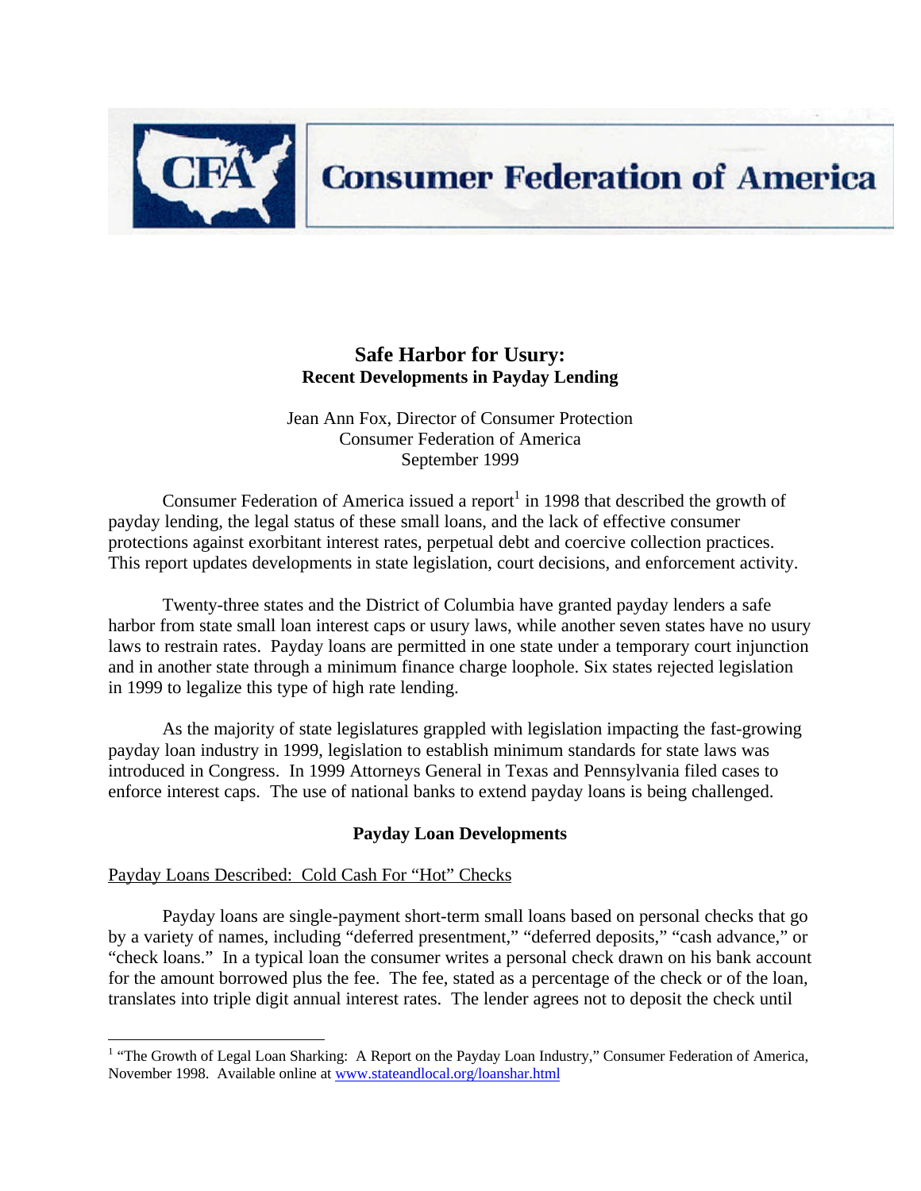# Consumer Federation of America

## Safe Harbor for Usury:
### Recent Developments in Payday Lending

Jean Ann Fox, Director of Consumer Protection
Consumer Federation of America
September 1999

Consumer Federation of America issued a report[1] in 1998 that described the growth of payday lending, the legal status of these small loans, and the lack of effective consumer protections against exorbitant interest rates, perpetual debt and coercive collection practices. This report updates developments in state legislation, court decisions, and enforcement activity.

Twenty-three states and the District of Columbia have granted payday lenders a safe harbor from state small loan interest caps or usury laws, while another seven states have no usury laws to restrain rates. Payday loans are permitted in one state under a temporary court injunction and in another state through a minimum finance charge loophole. Six states rejected legislation in 1999 to legalize this type of high rate lending.

As the majority of state legislatures grappled with legislation impacting the fast-growing payday loan industry in 1999, legislation to establish minimum standards for state laws was introduced in Congress. In 1999 Attorneys General in Texas and Pennsylvania filed cases to enforce interest caps. The use of national banks to extend payday loans is being challenged.

### Payday Loan Developments

Payday Loans Described: Cold Cash For "Hot" Checks

Payday loans are single-payment short-term small loans based on personal checks that go by a variety of names, including "deferred presentment," "deferred deposits," "cash advance," or "check loans." In a typical loan the consumer writes a personal check drawn on his bank account for the amount borrowed plus the fee. The fee, stated as a percentage of the check or of the loan, translates into triple digit annual interest rates. The lender agrees not to deposit the check until

[1] "The Growth of Legal Loan Sharking: A Report on the Payday Loan Industry," Consumer Federation of America, November 1998. Available online at www.stateandlocal.org/loanshar.html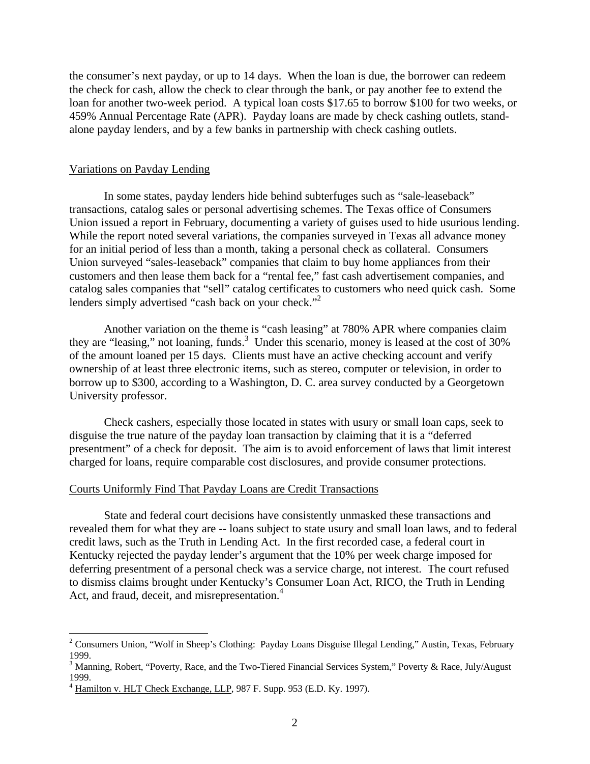the consumer's next payday, or up to 14 days. When the loan is due, the borrower can redeem the check for cash, allow the check to clear through the bank, or pay another fee to extend the loan for another two-week period. A typical loan costs $17.65 to borrow $100 for two weeks, or 459% Annual Percentage Rate (APR). Payday loans are made by check cashing outlets, stand-alone payday lenders, and by a few banks in partnership with check cashing outlets.

## Variations on Payday Lending

In some states, payday lenders hide behind subterfuges such as "sale-leaseback" transactions, catalog sales or personal advertising schemes. The Texas office of Consumers Union issued a report in February, documenting a variety of guises used to hide usurious lending. While the report noted several variations, the companies surveyed in Texas all advance money for an initial period of less than a month, taking a personal check as collateral. Consumers Union surveyed "sales-leaseback" companies that claim to buy home appliances from their customers and then lease them back for a "rental fee," fast cash advertisement companies, and catalog sales companies that "sell" catalog certificates to customers who need quick cash. Some lenders simply advertised "cash back on your check."[2]

Another variation on the theme is "cash leasing" at 780% APR where companies claim they are "leasing," not loaning, funds.[3] Under this scenario, money is leased at the cost of 30% of the amount loaned per 15 days. Clients must have an active checking account and verify ownership of at least three electronic items, such as stereo, computer or television, in order to borrow up to $300, according to a Washington, D. C. area survey conducted by a Georgetown University professor.

Check cashers, especially those located in states with usury or small loan caps, seek to disguise the true nature of the payday loan transaction by claiming that it is a "deferred presentment" of a check for deposit. The aim is to avoid enforcement of laws that limit interest charged for loans, require comparable cost disclosures, and provide consumer protections.

## Courts Uniformly Find That Payday Loans are Credit Transactions

State and federal court decisions have consistently unmasked these transactions and revealed them for what they are -- loans subject to state usury and small loan laws, and to federal credit laws, such as the Truth in Lending Act. In the first recorded case, a federal court in Kentucky rejected the payday lender's argument that the 10% per week charge imposed for deferring presentment of a personal check was a service charge, not interest. The court refused to dismiss claims brought under Kentucky's Consumer Loan Act, RICO, the Truth in Lending Act, and fraud, deceit, and misrepresentation.[4]

---

[2] Consumers Union, "Wolf in Sheep's Clothing: Payday Loans Disguise Illegal Lending," Austin, Texas, February 1999.

[3] Manning, Robert, "Poverty, Race, and the Two-Tiered Financial Services System," Poverty & Race, July/August 1999.

[4] Hamilton v. HLT Check Exchange, LLP, 987 F. Supp. 953 (E.D. Ky. 1997).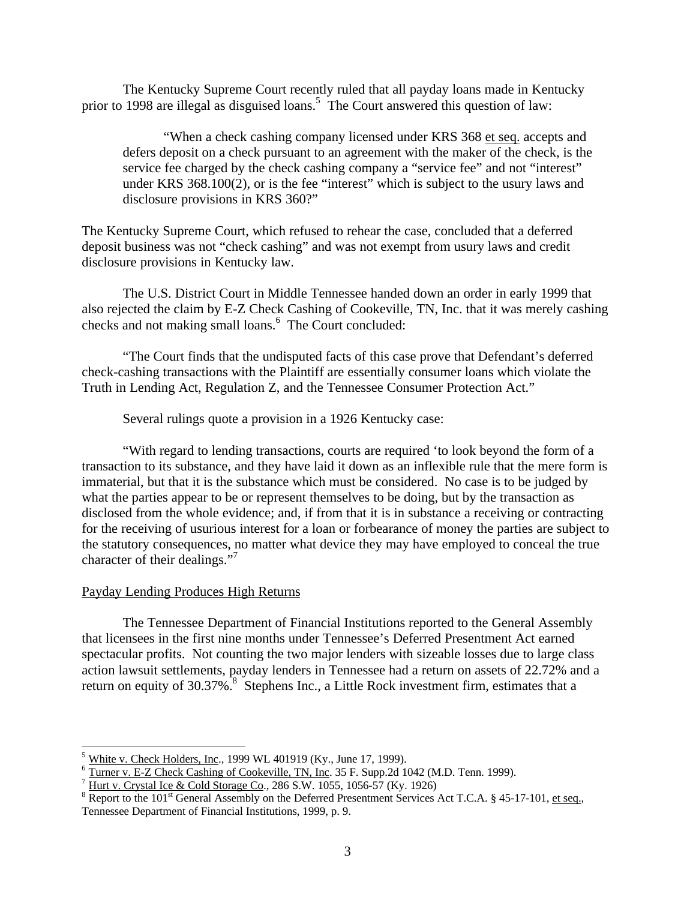The Kentucky Supreme Court recently ruled that all payday loans made in Kentucky prior to 1998 are illegal as disguised loans.[5] The Court answered this question of law:

> "When a check cashing company licensed under KRS 368 et seq. accepts and defers deposit on a check pursuant to an agreement with the maker of the check, is the service fee charged by the check cashing company a "service fee" and not "interest" under KRS 368.100(2), or is the fee "interest" which is subject to the usury laws and disclosure provisions in KRS 360?"

The Kentucky Supreme Court, which refused to rehear the case, concluded that a deferred deposit business was not "check cashing" and was not exempt from usury laws and credit disclosure provisions in Kentucky law.

The U.S. District Court in Middle Tennessee handed down an order in early 1999 that also rejected the claim by E-Z Check Cashing of Cookeville, TN, Inc. that it was merely cashing checks and not making small loans.[6] The Court concluded:

"The Court finds that the undisputed facts of this case prove that Defendant's deferred check-cashing transactions with the Plaintiff are essentially consumer loans which violate the Truth in Lending Act, Regulation Z, and the Tennessee Consumer Protection Act."

Several rulings quote a provision in a 1926 Kentucky case:

"With regard to lending transactions, courts are required 'to look beyond the form of a transaction to its substance, and they have laid it down as an inflexible rule that the mere form is immaterial, but that it is the substance which must be considered. No case is to be judged by what the parties appear to be or represent themselves to be doing, but by the transaction as disclosed from the whole evidence; and, if from that it is in substance a receiving or contracting for the receiving of usurious interest for a loan or forbearance of money the parties are subject to the statutory consequences, no matter what device they may have employed to conceal the true character of their dealings.'"[7]

## Payday Lending Produces High Returns

The Tennessee Department of Financial Institutions reported to the General Assembly that licensees in the first nine months under Tennessee's Deferred Presentment Act earned spectacular profits. Not counting the two major lenders with sizeable losses due to large class action lawsuit settlements, payday lenders in Tennessee had a return on assets of 22.72% and a return on equity of 30.37%.[8] Stephens Inc., a Little Rock investment firm, estimates that a

---

[5] White v. Check Holders, Inc., 1999 WL 401919 (Ky., June 17, 1999).

[6] Turner v. E-Z Check Cashing of Cookeville, TN, Inc. 35 F. Supp.2d 1042 (M.D. Tenn. 1999).

[7] Hurt v. Crystal Ice & Cold Storage Co., 286 S.W. 1055, 1056-57 (Ky. 1926)

[8] Report to the 101st General Assembly on the Deferred Presentment Services Act T.C.A. § 45-17-101, et seq., Tennessee Department of Financial Institutions, 1999, p. 9.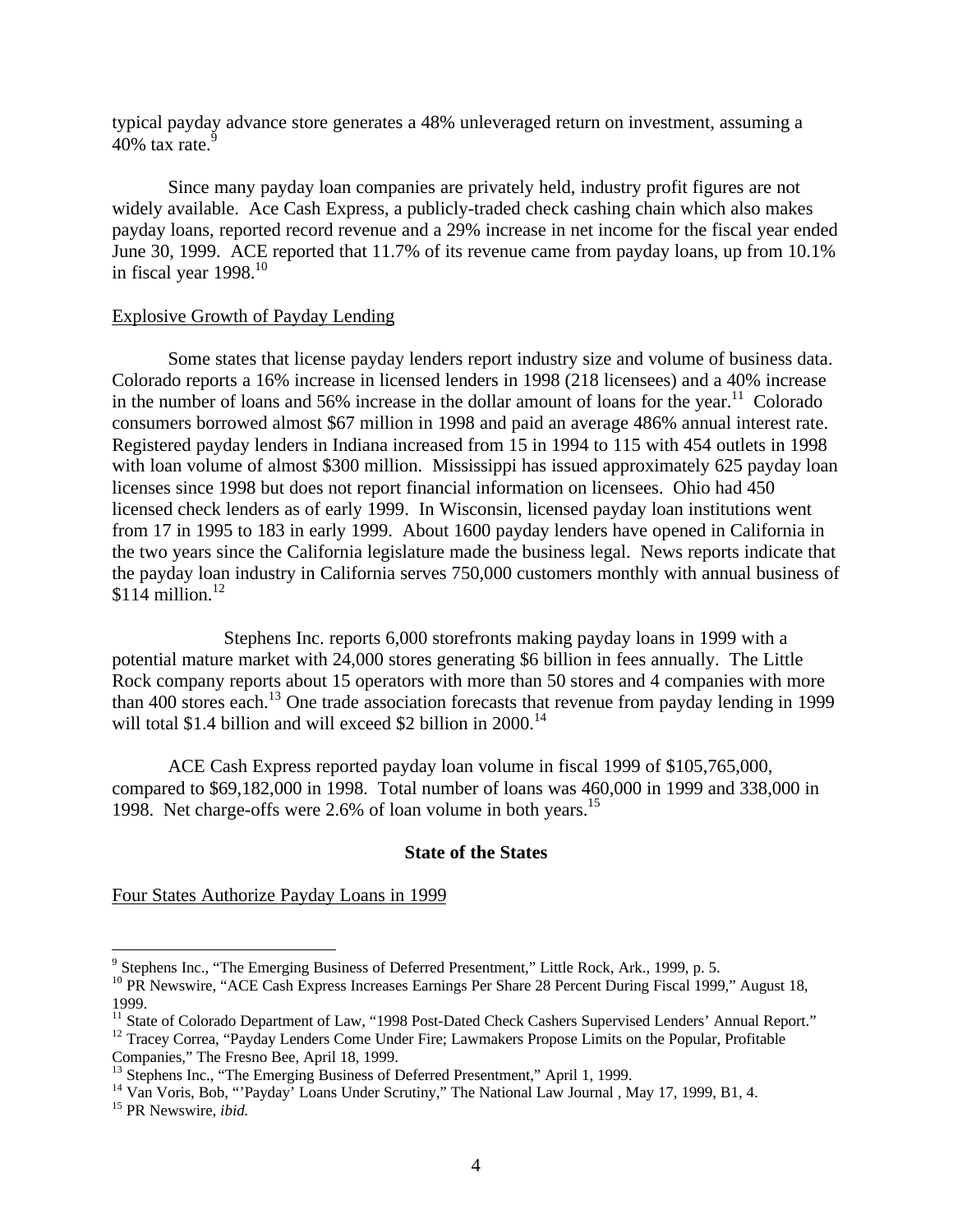typical payday advance store generates a 48% unleveraged return on investment, assuming a 40% tax rate.[9]

Since many payday loan companies are privately held, industry profit figures are not widely available. Ace Cash Express, a publicly-traded check cashing chain which also makes payday loans, reported record revenue and a 29% increase in net income for the fiscal year ended June 30, 1999. ACE reported that 11.7% of its revenue came from payday loans, up from 10.1% in fiscal year 1998.[10]

Explosive Growth of Payday Lending

Some states that license payday lenders report industry size and volume of business data. Colorado reports a 16% increase in licensed lenders in 1998 (218 licensees) and a 40% increase in the number of loans and 56% increase in the dollar amount of loans for the year.[11] Colorado consumers borrowed almost $67 million in 1998 and paid an average 486% annual interest rate. Registered payday lenders in Indiana increased from 15 in 1994 to 115 with 454 outlets in 1998 with loan volume of almost $300 million. Mississippi has issued approximately 625 payday loan licenses since 1998 but does not report financial information on licensees. Ohio had 450 licensed check lenders as of early 1999. In Wisconsin, licensed payday loan institutions went from 17 in 1995 to 183 in early 1999. About 1600 payday lenders have opened in California in the two years since the California legislature made the business legal. News reports indicate that the payday loan industry in California serves 750,000 customers monthly with annual business of $114 million.[12]

Stephens Inc. reports 6,000 storefronts making payday loans in 1999 with a potential mature market with 24,000 stores generating $6 billion in fees annually. The Little Rock company reports about 15 operators with more than 50 stores and 4 companies with more than 400 stores each.[13] One trade association forecasts that revenue from payday lending in 1999 will total $1.4 billion and will exceed $2 billion in 2000.[14]

ACE Cash Express reported payday loan volume in fiscal 1999 of $105,765,000, compared to $69,182,000 in 1998. Total number of loans was 460,000 in 1999 and 338,000 in 1998. Net charge-offs were 2.6% of loan volume in both years.[15]

## State of the States

Four States Authorize Payday Loans in 1999

---

[9] Stephens Inc., "The Emerging Business of Deferred Presentment," Little Rock, Ark., 1999, p. 5.

[10] PR Newswire, "ACE Cash Express Increases Earnings Per Share 28 Percent During Fiscal 1999," August 18, 1999.

[11] State of Colorado Department of Law, "1998 Post-Dated Check Cashers Supervised Lenders' Annual Report."

[12] Tracey Correa, "Payday Lenders Come Under Fire; Lawmakers Propose Limits on the Popular, Profitable Companies," The Fresno Bee, April 18, 1999.

[13] Stephens Inc., "The Emerging Business of Deferred Presentment," April 1, 1999.

[14] Van Voris, Bob, "'Payday' Loans Under Scrutiny," The National Law Journal , May 17, 1999, B1, 4.

[15] PR Newswire, *ibid.*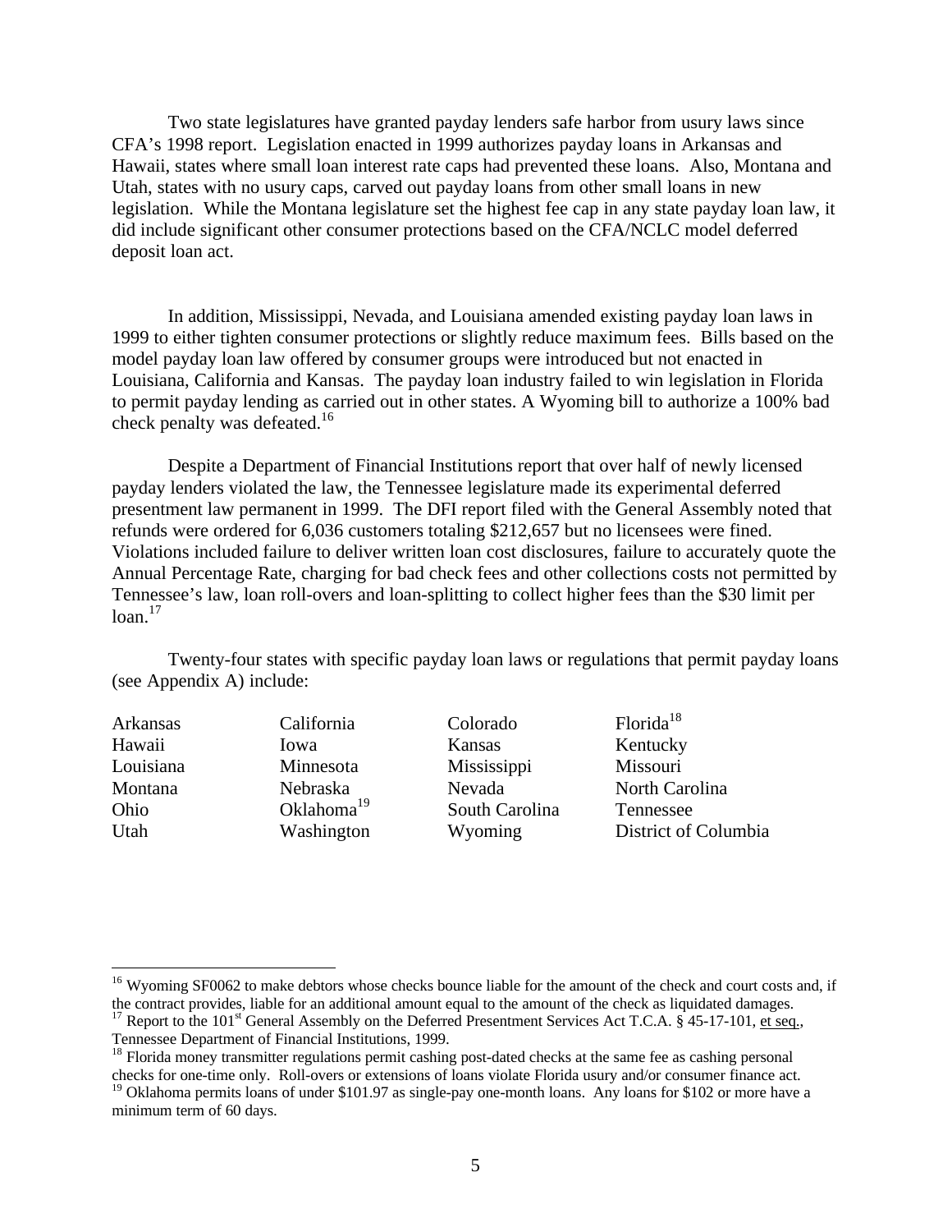Two state legislatures have granted payday lenders safe harbor from usury laws since CFA's 1998 report. Legislation enacted in 1999 authorizes payday loans in Arkansas and Hawaii, states where small loan interest rate caps had prevented these loans. Also, Montana and Utah, states with no usury caps, carved out payday loans from other small loans in new legislation. While the Montana legislature set the highest fee cap in any state payday loan law, it did include significant other consumer protections based on the CFA/NCLC model deferred deposit loan act.

In addition, Mississippi, Nevada, and Louisiana amended existing payday loan laws in 1999 to either tighten consumer protections or slightly reduce maximum fees. Bills based on the model payday loan law offered by consumer groups were introduced but not enacted in Louisiana, California and Kansas. The payday loan industry failed to win legislation in Florida to permit payday lending as carried out in other states. A Wyoming bill to authorize a 100% bad check penalty was defeated.[16]

Despite a Department of Financial Institutions report that over half of newly licensed payday lenders violated the law, the Tennessee legislature made its experimental deferred presentment law permanent in 1999. The DFI report filed with the General Assembly noted that refunds were ordered for 6,036 customers totaling $212,657 but no licensees were fined. Violations included failure to deliver written loan cost disclosures, failure to accurately quote the Annual Percentage Rate, charging for bad check fees and other collections costs not permitted by Tennessee's law, loan roll-overs and loan-splitting to collect higher fees than the $30 limit per loan.[17]

Twenty-four states with specific payday loan laws or regulations that permit payday loans (see Appendix A) include:

| | | | |
|---|---|---|---|
| Arkansas | California | Colorado | Florida[18] |
| Hawaii | Iowa | Kansas | Kentucky |
| Louisiana | Minnesota | Mississippi | Missouri |
| Montana | Nebraska | Nevada | North Carolina |
| Ohio | Oklahoma[19] | South Carolina | Tennessee |
| Utah | Washington | Wyoming | District of Columbia |

---

[16] Wyoming SF0062 to make debtors whose checks bounce liable for the amount of the check and court costs and, if the contract provides, liable for an additional amount equal to the amount of the check as liquidated damages.

[17] Report to the 101st General Assembly on the Deferred Presentment Services Act T.C.A. § 45-17-101, et seq., Tennessee Department of Financial Institutions, 1999.

[18] Florida money transmitter regulations permit cashing post-dated checks at the same fee as cashing personal checks for one-time only. Roll-overs or extensions of loans violate Florida usury and/or consumer finance act.

[19] Oklahoma permits loans of under $101.97 as single-pay one-month loans. Any loans for $102 or more have a minimum term of 60 days.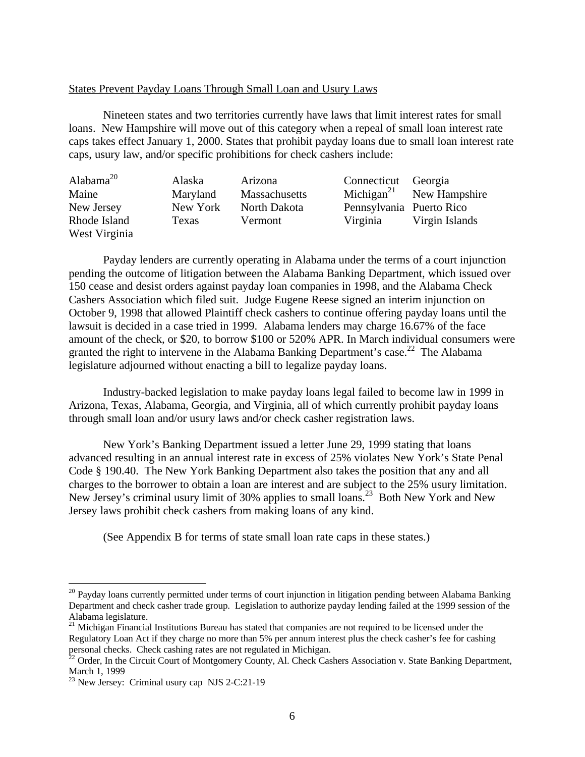States Prevent Payday Loans Through Small Loan and Usury Laws

Nineteen states and two territories currently have laws that limit interest rates for small loans. New Hampshire will move out of this category when a repeal of small loan interest rate caps takes effect January 1, 2000. States that prohibit payday loans due to small loan interest rate caps, usury law, and/or specific prohibitions for check cashers include:

| | | | | |
|---|---|---|---|---|
| Alabama[20] | Alaska | Arizona | Connecticut | Georgia |
| Maine | Maryland | Massachusetts | Michigan[21] | New Hampshire |
| New Jersey | New York | North Dakota | Pennsylvania | Puerto Rico |
| Rhode Island | Texas | Vermont | Virginia | Virgin Islands |
| West Virginia | | | | |

Payday lenders are currently operating in Alabama under the terms of a court injunction pending the outcome of litigation between the Alabama Banking Department, which issued over 150 cease and desist orders against payday loan companies in 1998, and the Alabama Check Cashers Association which filed suit. Judge Eugene Reese signed an interim injunction on October 9, 1998 that allowed Plaintiff check cashers to continue offering payday loans until the lawsuit is decided in a case tried in 1999. Alabama lenders may charge 16.67% of the face amount of the check, or $20, to borrow $100 or 520% APR. In March individual consumers were granted the right to intervene in the Alabama Banking Department's case.[22] The Alabama legislature adjourned without enacting a bill to legalize payday loans.

Industry-backed legislation to make payday loans legal failed to become law in 1999 in Arizona, Texas, Alabama, Georgia, and Virginia, all of which currently prohibit payday loans through small loan and/or usury laws and/or check casher registration laws.

New York's Banking Department issued a letter June 29, 1999 stating that loans advanced resulting in an annual interest rate in excess of 25% violates New York's State Penal Code § 190.40. The New York Banking Department also takes the position that any and all charges to the borrower to obtain a loan are interest and are subject to the 25% usury limitation. New Jersey's criminal usury limit of 30% applies to small loans.[23] Both New York and New Jersey laws prohibit check cashers from making loans of any kind.

(See Appendix B for terms of state small loan rate caps in these states.)

---

[20] Payday loans currently permitted under terms of court injunction in litigation pending between Alabama Banking Department and check casher trade group. Legislation to authorize payday lending failed at the 1999 session of the Alabama legislature.

[21] Michigan Financial Institutions Bureau has stated that companies are not required to be licensed under the Regulatory Loan Act if they charge no more than 5% per annum interest plus the check casher's fee for cashing personal checks. Check cashing rates are not regulated in Michigan.

[22] Order, In the Circuit Court of Montgomery County, Al. Check Cashers Association v. State Banking Department, March 1, 1999

[23] New Jersey: Criminal usury cap NJS 2-C:21-19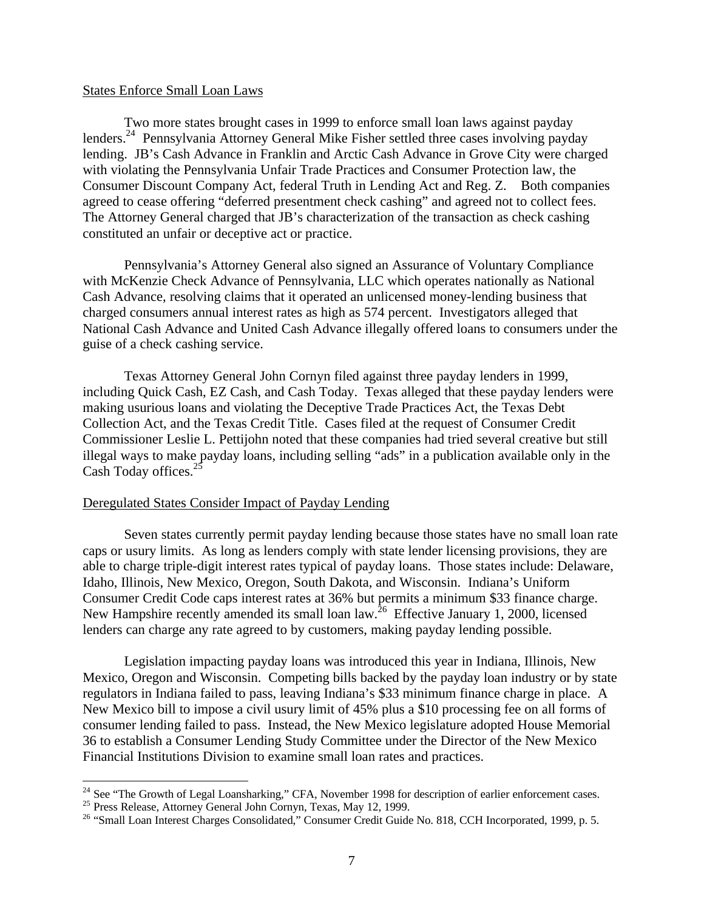States Enforce Small Loan Laws

Two more states brought cases in 1999 to enforce small loan laws against payday lenders.[24] Pennsylvania Attorney General Mike Fisher settled three cases involving payday lending. JB's Cash Advance in Franklin and Arctic Cash Advance in Grove City were charged with violating the Pennsylvania Unfair Trade Practices and Consumer Protection law, the Consumer Discount Company Act, federal Truth in Lending Act and Reg. Z. Both companies agreed to cease offering "deferred presentment check cashing" and agreed not to collect fees. The Attorney General charged that JB's characterization of the transaction as check cashing constituted an unfair or deceptive act or practice.

Pennsylvania's Attorney General also signed an Assurance of Voluntary Compliance with McKenzie Check Advance of Pennsylvania, LLC which operates nationally as National Cash Advance, resolving claims that it operated an unlicensed money-lending business that charged consumers annual interest rates as high as 574 percent. Investigators alleged that National Cash Advance and United Cash Advance illegally offered loans to consumers under the guise of a check cashing service.

Texas Attorney General John Cornyn filed against three payday lenders in 1999, including Quick Cash, EZ Cash, and Cash Today. Texas alleged that these payday lenders were making usurious loans and violating the Deceptive Trade Practices Act, the Texas Debt Collection Act, and the Texas Credit Title. Cases filed at the request of Consumer Credit Commissioner Leslie L. Pettijohn noted that these companies had tried several creative but still illegal ways to make payday loans, including selling "ads" in a publication available only in the Cash Today offices.[25]

Deregulated States Consider Impact of Payday Lending

Seven states currently permit payday lending because those states have no small loan rate caps or usury limits. As long as lenders comply with state lender licensing provisions, they are able to charge triple-digit interest rates typical of payday loans. Those states include: Delaware, Idaho, Illinois, New Mexico, Oregon, South Dakota, and Wisconsin. Indiana's Uniform Consumer Credit Code caps interest rates at 36% but permits a minimum \$33 finance charge. New Hampshire recently amended its small loan law.[26] Effective January 1, 2000, licensed lenders can charge any rate agreed to by customers, making payday lending possible.

Legislation impacting payday loans was introduced this year in Indiana, Illinois, New Mexico, Oregon and Wisconsin. Competing bills backed by the payday loan industry or by state regulators in Indiana failed to pass, leaving Indiana's \$33 minimum finance charge in place. A New Mexico bill to impose a civil usury limit of 45% plus a \$10 processing fee on all forms of consumer lending failed to pass. Instead, the New Mexico legislature adopted House Memorial 36 to establish a Consumer Lending Study Committee under the Director of the New Mexico Financial Institutions Division to examine small loan rates and practices.

---

[24] See "The Growth of Legal Loansharking," CFA, November 1998 for description of earlier enforcement cases.

[25] Press Release, Attorney General John Cornyn, Texas, May 12, 1999.

[26] "Small Loan Interest Charges Consolidated," Consumer Credit Guide No. 818, CCH Incorporated, 1999, p. 5.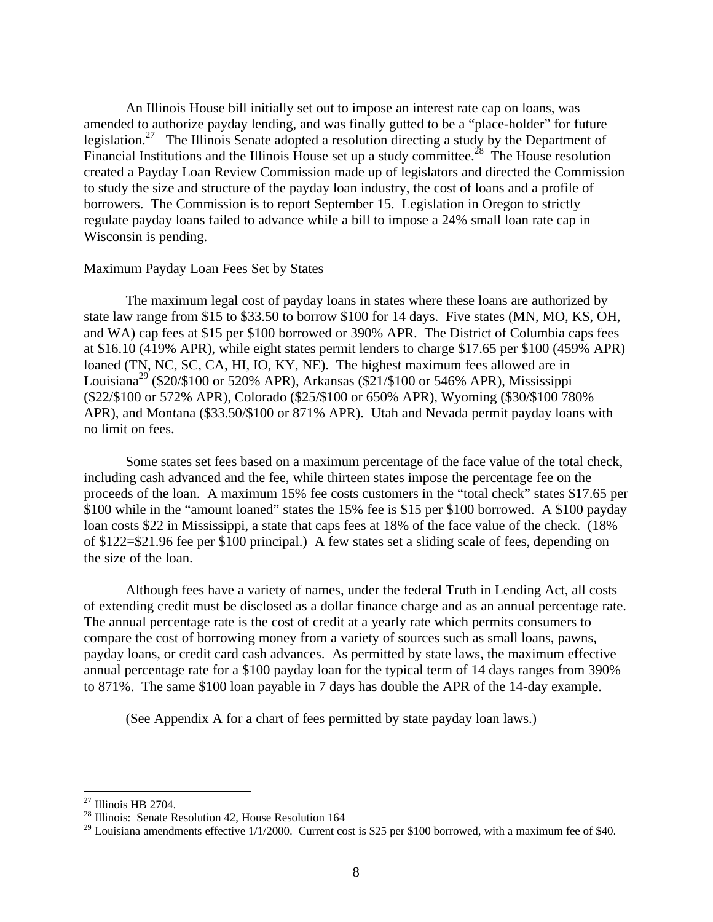An Illinois House bill initially set out to impose an interest rate cap on loans, was amended to authorize payday lending, and was finally gutted to be a "place-holder" for future legislation.[27] The Illinois Senate adopted a resolution directing a study by the Department of Financial Institutions and the Illinois House set up a study committee.[28] The House resolution created a Payday Loan Review Commission made up of legislators and directed the Commission to study the size and structure of the payday loan industry, the cost of loans and a profile of borrowers. The Commission is to report September 15. Legislation in Oregon to strictly regulate payday loans failed to advance while a bill to impose a 24% small loan rate cap in Wisconsin is pending.

Maximum Payday Loan Fees Set by States

The maximum legal cost of payday loans in states where these loans are authorized by state law range from $15 to $33.50 to borrow $100 for 14 days. Five states (MN, MO, KS, OH, and WA) cap fees at $15 per $100 borrowed or 390% APR. The District of Columbia caps fees at $16.10 (419% APR), while eight states permit lenders to charge $17.65 per $100 (459% APR) loaned (TN, NC, SC, CA, HI, IO, KY, NE). The highest maximum fees allowed are in Louisiana[29] ($20/$100 or 520% APR), Arkansas ($21/$100 or 546% APR), Mississippi ($22/$100 or 572% APR), Colorado ($25/$100 or 650% APR), Wyoming ($30/$100 780% APR), and Montana ($33.50/$100 or 871% APR). Utah and Nevada permit payday loans with no limit on fees.

Some states set fees based on a maximum percentage of the face value of the total check, including cash advanced and the fee, while thirteen states impose the percentage fee on the proceeds of the loan. A maximum 15% fee costs customers in the "total check" states $17.65 per $100 while in the "amount loaned" states the 15% fee is $15 per $100 borrowed. A $100 payday loan costs $22 in Mississippi, a state that caps fees at 18% of the face value of the check. (18% of $122=$21.96 fee per $100 principal.) A few states set a sliding scale of fees, depending on the size of the loan.

Although fees have a variety of names, under the federal Truth in Lending Act, all costs of extending credit must be disclosed as a dollar finance charge and as an annual percentage rate. The annual percentage rate is the cost of credit at a yearly rate which permits consumers to compare the cost of borrowing money from a variety of sources such as small loans, pawns, payday loans, or credit card cash advances. As permitted by state laws, the maximum effective annual percentage rate for a $100 payday loan for the typical term of 14 days ranges from 390% to 871%. The same $100 loan payable in 7 days has double the APR of the 14-day example.

(See Appendix A for a chart of fees permitted by state payday loan laws.)

---

[27] Illinois HB 2704.

[28] Illinois: Senate Resolution 42, House Resolution 164

[29] Louisiana amendments effective 1/1/2000. Current cost is $25 per $100 borrowed, with a maximum fee of $40.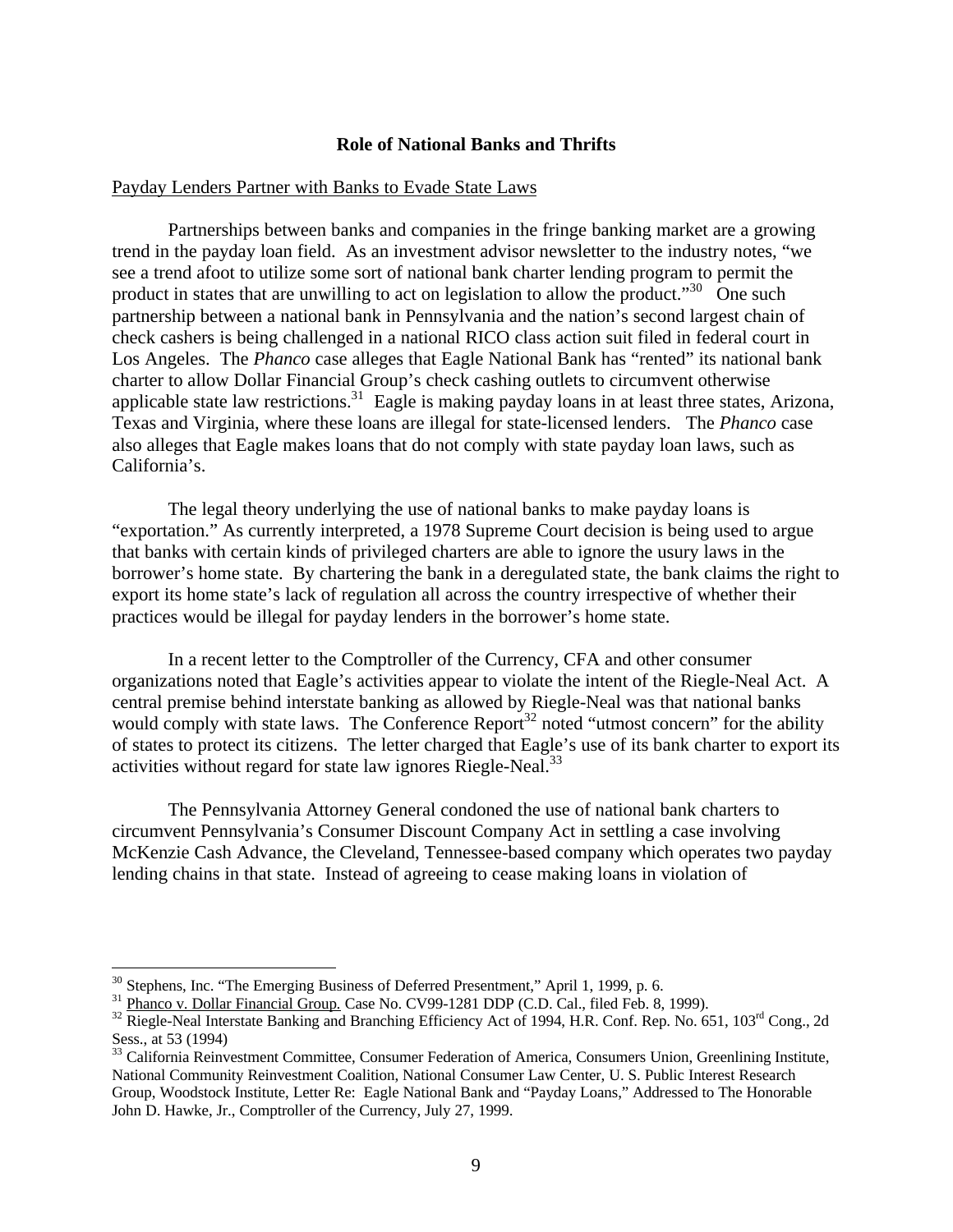## Role of National Banks and Thrifts

Payday Lenders Partner with Banks to Evade State Laws

Partnerships between banks and companies in the fringe banking market are a growing trend in the payday loan field. As an investment advisor newsletter to the industry notes, "we see a trend afoot to utilize some sort of national bank charter lending program to permit the product in states that are unwilling to act on legislation to allow the product."[30] One such partnership between a national bank in Pennsylvania and the nation's second largest chain of check cashers is being challenged in a national RICO class action suit filed in federal court in Los Angeles. The *Phanco* case alleges that Eagle National Bank has "rented" its national bank charter to allow Dollar Financial Group's check cashing outlets to circumvent otherwise applicable state law restrictions.[31] Eagle is making payday loans in at least three states, Arizona, Texas and Virginia, where these loans are illegal for state-licensed lenders. The *Phanco* case also alleges that Eagle makes loans that do not comply with state payday loan laws, such as California's.

The legal theory underlying the use of national banks to make payday loans is "exportation." As currently interpreted, a 1978 Supreme Court decision is being used to argue that banks with certain kinds of privileged charters are able to ignore the usury laws in the borrower's home state. By chartering the bank in a deregulated state, the bank claims the right to export its home state's lack of regulation all across the country irrespective of whether their practices would be illegal for payday lenders in the borrower's home state.

In a recent letter to the Comptroller of the Currency, CFA and other consumer organizations noted that Eagle's activities appear to violate the intent of the Riegle-Neal Act. A central premise behind interstate banking as allowed by Riegle-Neal was that national banks would comply with state laws. The Conference Report[32] noted "utmost concern" for the ability of states to protect its citizens. The letter charged that Eagle's use of its bank charter to export its activities without regard for state law ignores Riegle-Neal.[33]

The Pennsylvania Attorney General condoned the use of national bank charters to circumvent Pennsylvania's Consumer Discount Company Act in settling a case involving McKenzie Cash Advance, the Cleveland, Tennessee-based company which operates two payday lending chains in that state. Instead of agreeing to cease making loans in violation of

---

[30] Stephens, Inc. "The Emerging Business of Deferred Presentment," April 1, 1999, p. 6.

[31] Phanco v. Dollar Financial Group. Case No. CV99-1281 DDP (C.D. Cal., filed Feb. 8, 1999).

[32] Riegle-Neal Interstate Banking and Branching Efficiency Act of 1994, H.R. Conf. Rep. No. 651, 103rd Cong., 2d Sess., at 53 (1994)

[33] California Reinvestment Committee, Consumer Federation of America, Consumers Union, Greenlining Institute, National Community Reinvestment Coalition, National Consumer Law Center, U. S. Public Interest Research Group, Woodstock Institute, Letter Re: Eagle National Bank and "Payday Loans," Addressed to The Honorable John D. Hawke, Jr., Comptroller of the Currency, July 27, 1999.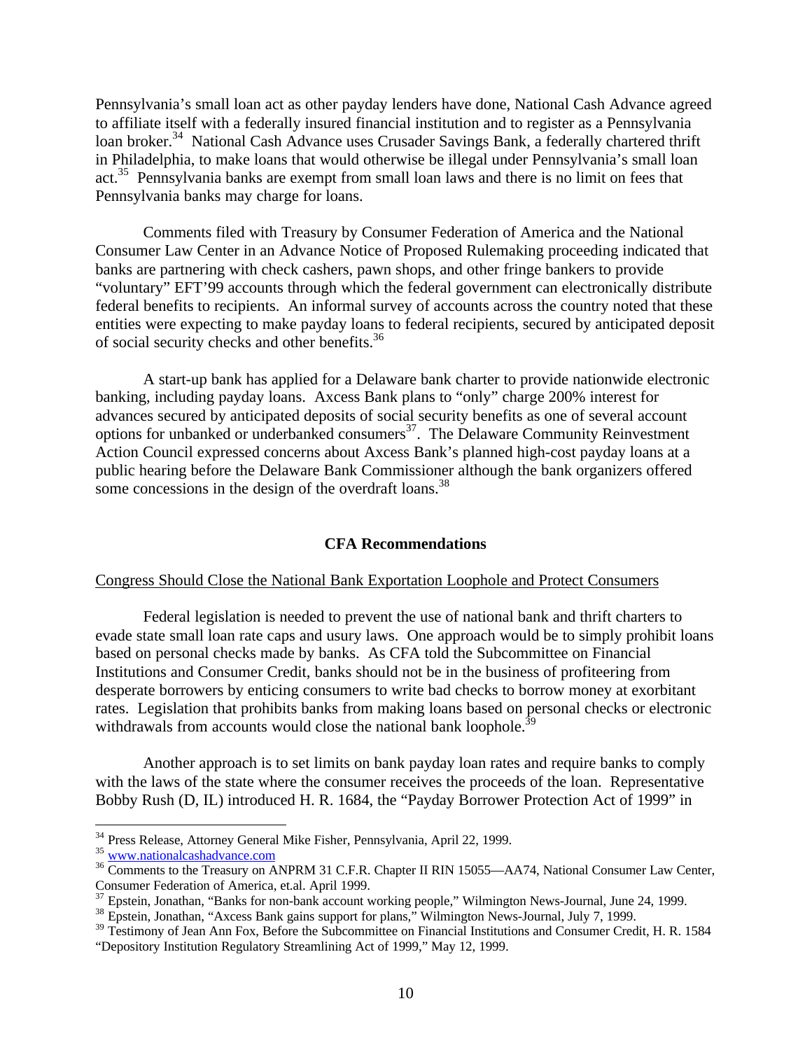Pennsylvania's small loan act as other payday lenders have done, National Cash Advance agreed to affiliate itself with a federally insured financial institution and to register as a Pennsylvania loan broker.[34] National Cash Advance uses Crusader Savings Bank, a federally chartered thrift in Philadelphia, to make loans that would otherwise be illegal under Pennsylvania's small loan act.[35] Pennsylvania banks are exempt from small loan laws and there is no limit on fees that Pennsylvania banks may charge for loans.

Comments filed with Treasury by Consumer Federation of America and the National Consumer Law Center in an Advance Notice of Proposed Rulemaking proceeding indicated that banks are partnering with check cashers, pawn shops, and other fringe bankers to provide "voluntary" EFT'99 accounts through which the federal government can electronically distribute federal benefits to recipients. An informal survey of accounts across the country noted that these entities were expecting to make payday loans to federal recipients, secured by anticipated deposit of social security checks and other benefits.[36]

A start-up bank has applied for a Delaware bank charter to provide nationwide electronic banking, including payday loans. Axcess Bank plans to "only" charge 200% interest for advances secured by anticipated deposits of social security benefits as one of several account options for unbanked or underbanked consumers[37]. The Delaware Community Reinvestment Action Council expressed concerns about Axcess Bank's planned high-cost payday loans at a public hearing before the Delaware Bank Commissioner although the bank organizers offered some concessions in the design of the overdraft loans.[38]

## CFA Recommendations

### Congress Should Close the National Bank Exportation Loophole and Protect Consumers

Federal legislation is needed to prevent the use of national bank and thrift charters to evade state small loan rate caps and usury laws. One approach would be to simply prohibit loans based on personal checks made by banks. As CFA told the Subcommittee on Financial Institutions and Consumer Credit, banks should not be in the business of profiteering from desperate borrowers by enticing consumers to write bad checks to borrow money at exorbitant rates. Legislation that prohibits banks from making loans based on personal checks or electronic withdrawals from accounts would close the national bank loophole.[39]

Another approach is to set limits on bank payday loan rates and require banks to comply with the laws of the state where the consumer receives the proceeds of the loan. Representative Bobby Rush (D, IL) introduced H. R. 1684, the "Payday Borrower Protection Act of 1999" in

---

[34] Press Release, Attorney General Mike Fisher, Pennsylvania, April 22, 1999.

[35] www.nationalcashadvance.com

[36] Comments to the Treasury on ANPRM 31 C.F.R. Chapter II RIN 15055—AA74, National Consumer Law Center, Consumer Federation of America, et.al. April 1999.

[37] Epstein, Jonathan, "Banks for non-bank account working people," Wilmington News-Journal, June 24, 1999.

[38] Epstein, Jonathan, "Axcess Bank gains support for plans," Wilmington News-Journal, July 7, 1999.

[39] Testimony of Jean Ann Fox, Before the Subcommittee on Financial Institutions and Consumer Credit, H. R. 1584 "Depository Institution Regulatory Streamlining Act of 1999," May 12, 1999.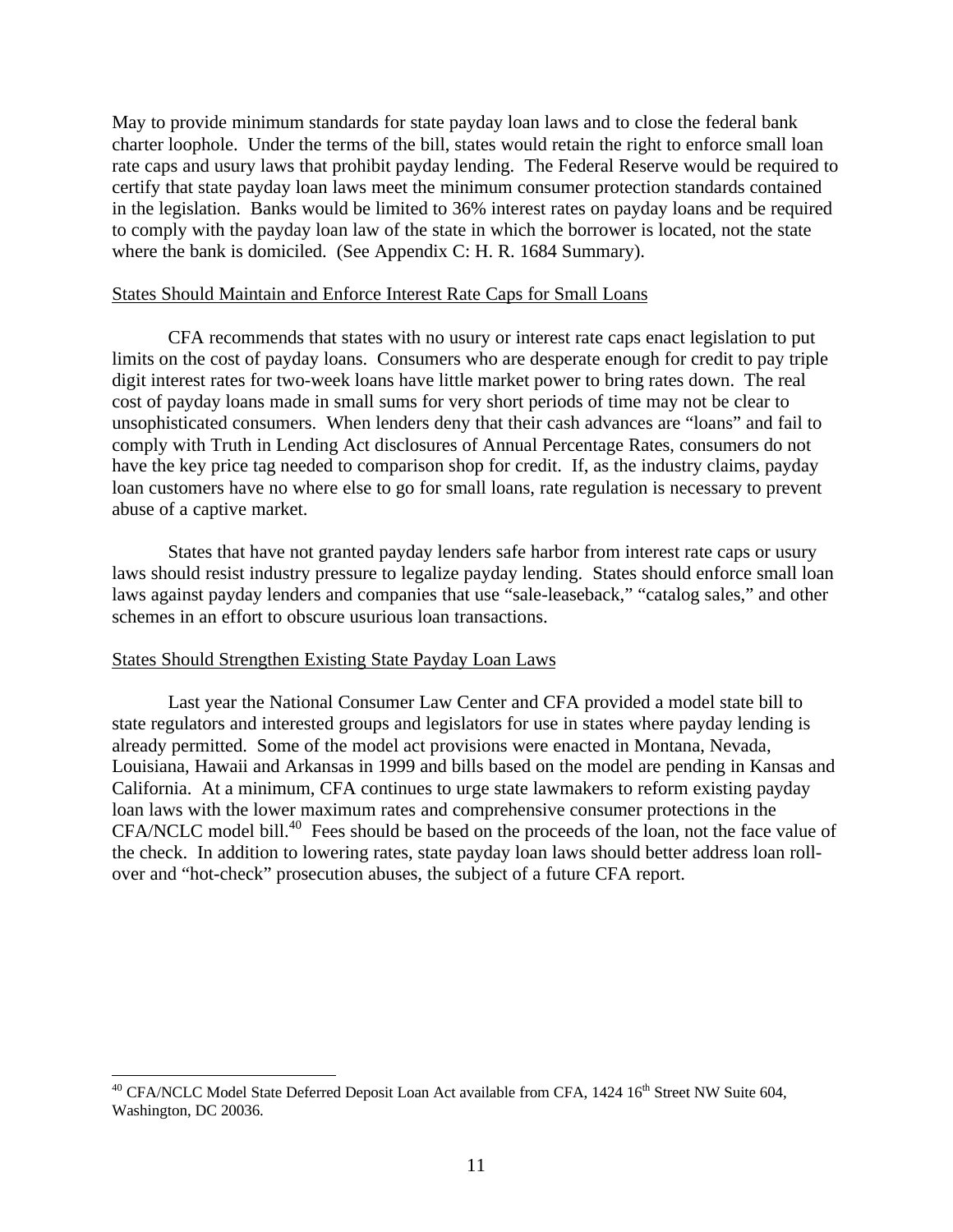May to provide minimum standards for state payday loan laws and to close the federal bank charter loophole. Under the terms of the bill, states would retain the right to enforce small loan rate caps and usury laws that prohibit payday lending. The Federal Reserve would be required to certify that state payday loan laws meet the minimum consumer protection standards contained in the legislation. Banks would be limited to 36% interest rates on payday loans and be required to comply with the payday loan law of the state in which the borrower is located, not the state where the bank is domiciled. (See Appendix C: H. R. 1684 Summary).

## States Should Maintain and Enforce Interest Rate Caps for Small Loans

CFA recommends that states with no usury or interest rate caps enact legislation to put limits on the cost of payday loans. Consumers who are desperate enough for credit to pay triple digit interest rates for two-week loans have little market power to bring rates down. The real cost of payday loans made in small sums for very short periods of time may not be clear to unsophisticated consumers. When lenders deny that their cash advances are "loans" and fail to comply with Truth in Lending Act disclosures of Annual Percentage Rates, consumers do not have the key price tag needed to comparison shop for credit. If, as the industry claims, payday loan customers have no where else to go for small loans, rate regulation is necessary to prevent abuse of a captive market.

States that have not granted payday lenders safe harbor from interest rate caps or usury laws should resist industry pressure to legalize payday lending. States should enforce small loan laws against payday lenders and companies that use "sale-leaseback," "catalog sales," and other schemes in an effort to obscure usurious loan transactions.

## States Should Strengthen Existing State Payday Loan Laws

Last year the National Consumer Law Center and CFA provided a model state bill to state regulators and interested groups and legislators for use in states where payday lending is already permitted. Some of the model act provisions were enacted in Montana, Nevada, Louisiana, Hawaii and Arkansas in 1999 and bills based on the model are pending in Kansas and California. At a minimum, CFA continues to urge state lawmakers to reform existing payday loan laws with the lower maximum rates and comprehensive consumer protections in the CFA/NCLC model bill.[40] Fees should be based on the proceeds of the loan, not the face value of the check. In addition to lowering rates, state payday loan laws should better address loan roll-over and "hot-check" prosecution abuses, the subject of a future CFA report.

---

[40] CFA/NCLC Model State Deferred Deposit Loan Act available from CFA, 1424 16th Street NW Suite 604, Washington, DC 20036.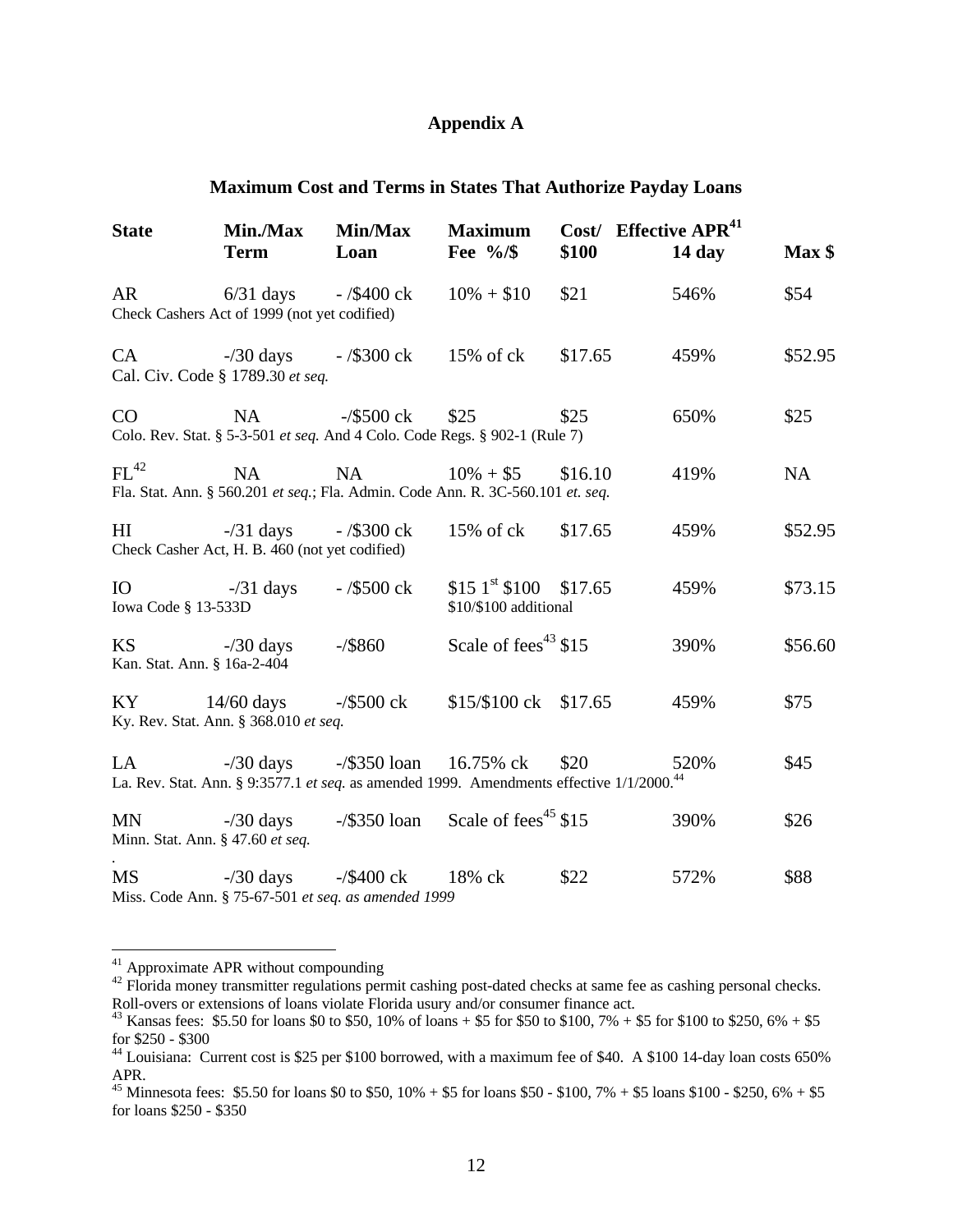# Appendix A

## Maximum Cost and Terms in States That Authorize Payday Loans

| State | Min./Max Term | Min/Max Loan | Maximum Fee %/$ | Cost/ $100 | Effective APR[41] 14 day | Max $ |
|---|---|---|---|---|---|---|
| AR | 6/31 days | - /$400 ck | 10% + $10 | $21 | 546% | $54 |
| Check Cashers Act of 1999 (not yet codified) | | | | | | |
| CA | -/30 days | - /$300 ck | 15% of ck | $17.65 | 459% | $52.95 |
| Cal. Civ. Code § 1789.30 *et seq.* | | | | | | |
| CO | NA | -/$500 ck | $25 | $25 | 650% | $25 |
| Colo. Rev. Stat. § 5-3-501 *et seq.* And 4 Colo. Code Regs. § 902-1 (Rule 7) | | | | | | |
| FL[42] | NA | NA | 10% + $5 | $16.10 | 419% | NA |
| Fla. Stat. Ann. § 560.201 *et seq.*; Fla. Admin. Code Ann. R. 3C-560.101 *et. seq.* | | | | | | |
| HI | -/31 days | - /$300 ck | 15% of ck | $17.65 | 459% | $52.95 |
| Check Casher Act, H. B. 460 (not yet codified) | | | | | | |
| IO | -/31 days | - /$500 ck | $15 1st $100 $10/$100 additional | $17.65 | 459% | $73.15 |
| Iowa Code § 13-533D | | | | | | |
| KS | -/30 days | -/$860 | Scale of fees[43] | $15 | 390% | $56.60 |
| Kan. Stat. Ann. § 16a-2-404 | | | | | | |
| KY | 14/60 days | -/$500 ck | $15/$100 ck | $17.65 | 459% | $75 |
| Ky. Rev. Stat. Ann. § 368.010 *et seq.* | | | | | | |
| LA | -/30 days | -/$350 loan | 16.75% ck | $20 | 520% | $45 |
| La. Rev. Stat. Ann. § 9:3577.1 *et seq.* as amended 1999. Amendments effective 1/1/2000.[44] | | | | | | |
| MN | -/30 days | -/$350 loan | Scale of fees[45] | $15 | 390% | $26 |
| Minn. Stat. Ann. § 47.60 *et seq.* | | | | | | |
| MS | -/30 days | -/$400 ck | 18% ck | $22 | 572% | $88 |
| Miss. Code Ann. § 75-67-501 *et seq. as amended 1999* | | | | | | |

---

[41] Approximate APR without compounding

[42] Florida money transmitter regulations permit cashing post-dated checks at same fee as cashing personal checks. Roll-overs or extensions of loans violate Florida usury and/or consumer finance act.

[43] Kansas fees: $5.50 for loans $0 to $50, 10% of loans + $5 for $50 to $100, 7% + $5 for $100 to $250, 6% + $5 for $250 - $300

[44] Louisiana: Current cost is $25 per $100 borrowed, with a maximum fee of $40. A $100 14-day loan costs 650% APR.

[45] Minnesota fees: $5.50 for loans $0 to $50, 10% + $5 for loans $50 - $100, 7% + $5 loans $100 - $250, 6% + $5 for loans $250 - $350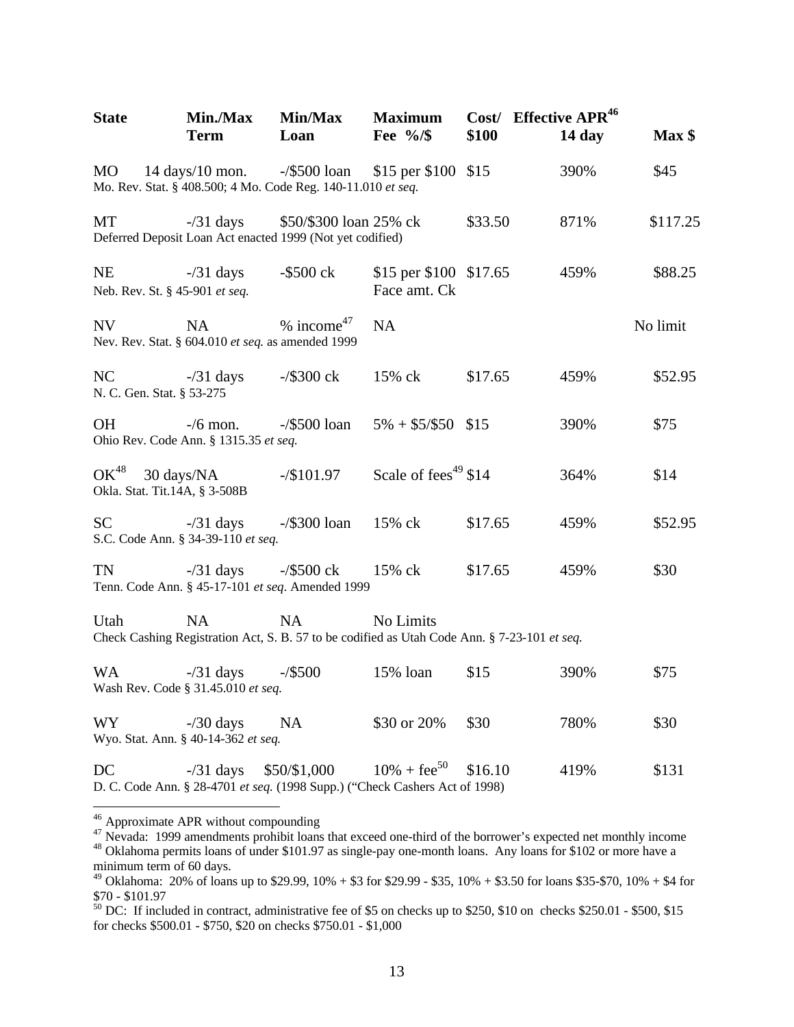| State | Min./Max Term | Min/Max Loan | Maximum Fee %/$ | Cost/ $100 | Effective APR[46] 14 day | Max $ |
|---|---|---|---|---|---|---|
| MO | 14 days/10 mon. | -/$500 loan | $15 per $100 | $15 | 390% | $45 |
| Mo. Rev. Stat. § 408.500; 4 Mo. Code Reg. 140-11.010 *et seq.* | | | | | | |
| MT | -/31 days | $50/$300 loan | 25% ck | $33.50 | 871% | $117.25 |
| Deferred Deposit Loan Act enacted 1999 (Not yet codified) | | | | | | |
| NE | -/31 days | -$500 ck | $15 per $100 Face amt. Ck | $17.65 | 459% | $88.25 |
| Neb. Rev. St. § 45-901 *et seq.* | | | | | | |
| NV | NA | % income[47] | NA | | | No limit |
| Nev. Rev. Stat. § 604.010 *et seq.* as amended 1999 | | | | | | |
| NC | -/31 days | -/$300 ck | 15% ck | $17.65 | 459% | $52.95 |
| N. C. Gen. Stat. § 53-275 | | | | | | |
| OH | -/6 mon. | -/$500 loan | 5% + $5/$50 | $15 | 390% | $75 |
| Ohio Rev. Code Ann. § 1315.35 *et seq.* | | | | | | |
| OK[48] | 30 days/NA | -/$101.97 | Scale of fees[49] | $14 | 364% | $14 |
| Okla. Stat. Tit.14A, § 3-508B | | | | | | |
| SC | -/31 days | -/$300 loan | 15% ck | $17.65 | 459% | $52.95 |
| S.C. Code Ann. § 34-39-110 *et seq.* | | | | | | |
| TN | -/31 days | -/$500 ck | 15% ck | $17.65 | 459% | $30 |
| Tenn. Code Ann. § 45-17-101 *et seq*. Amended 1999 | | | | | | |
| Utah | NA | NA | No Limits | | | |
| Check Cashing Registration Act, S. B. 57 to be codified as Utah Code Ann. § 7-23-101 *et seq.* | | | | | | |
| WA | -/31 days | -/$500 | 15% loan | $15 | 390% | $75 |
| Wash Rev. Code § 31.45.010 *et seq.* | | | | | | |
| WY | -/30 days | NA | $30 or 20% | $30 | 780% | $30 |
| Wyo. Stat. Ann. § 40-14-362 *et seq.* | | | | | | |
| DC | -/31 days | $50/$1,000 | 10% + fee[50] | $16.10 | 419% | $131 |
| D. C. Code Ann. § 28-4701 *et seq.* (1998 Supp.) ("Check Cashers Act of 1998) | | | | | | |

[46] Approximate APR without compounding

[47] Nevada: 1999 amendments prohibit loans that exceed one-third of the borrower's expected net monthly income

[48] Oklahoma permits loans of under $101.97 as single-pay one-month loans. Any loans for $102 or more have a minimum term of 60 days.

[49] Oklahoma: 20% of loans up to $29.99, 10% + $3 for $29.99 - $35, 10% + $3.50 for loans $35-$70, 10% + $4 for $70 - $101.97

[50] DC: If included in contract, administrative fee of $5 on checks up to $250, $10 on checks $250.01 - $500, $15 for checks $500.01 - $750, $20 on checks $750.01 - $1,000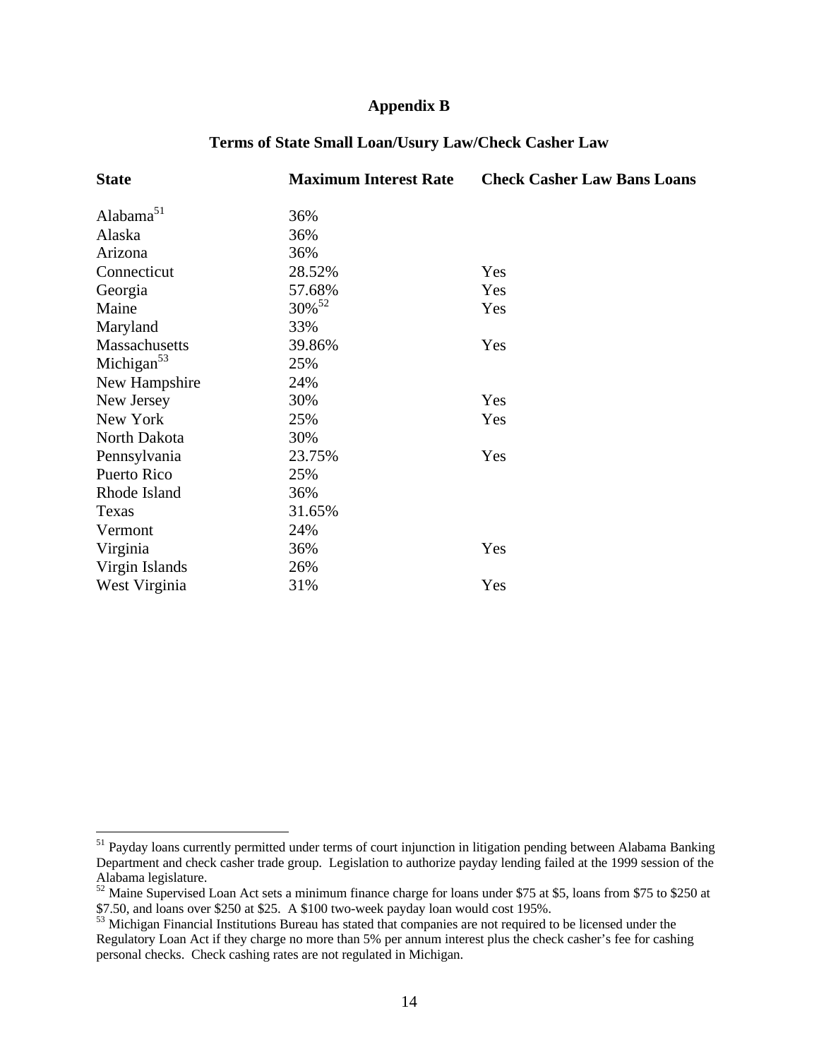## Appendix B

### Terms of State Small Loan/Usury Law/Check Casher Law

| State | Maximum Interest Rate | Check Casher Law Bans Loans |
|---|---|---|
| Alabama[51] | 36% | |
| Alaska | 36% | |
| Arizona | 36% | |
| Connecticut | 28.52% | Yes |
| Georgia | 57.68% | Yes |
| Maine | 30%[52] | Yes |
| Maryland | 33% | |
| Massachusetts | 39.86% | Yes |
| Michigan[53] | 25% | |
| New Hampshire | 24% | |
| New Jersey | 30% | Yes |
| New York | 25% | Yes |
| North Dakota | 30% | |
| Pennsylvania | 23.75% | Yes |
| Puerto Rico | 25% | |
| Rhode Island | 36% | |
| Texas | 31.65% | |
| Vermont | 24% | |
| Virginia | 36% | Yes |
| Virgin Islands | 26% | |
| West Virginia | 31% | Yes |

[51] Payday loans currently permitted under terms of court injunction in litigation pending between Alabama Banking Department and check casher trade group. Legislation to authorize payday lending failed at the 1999 session of the Alabama legislature.

[52] Maine Supervised Loan Act sets a minimum finance charge for loans under $75 at $5, loans from $75 to $250 at $7.50, and loans over $250 at $25. A $100 two-week payday loan would cost 195%.

[53] Michigan Financial Institutions Bureau has stated that companies are not required to be licensed under the Regulatory Loan Act if they charge no more than 5% per annum interest plus the check casher's fee for cashing personal checks. Check cashing rates are not regulated in Michigan.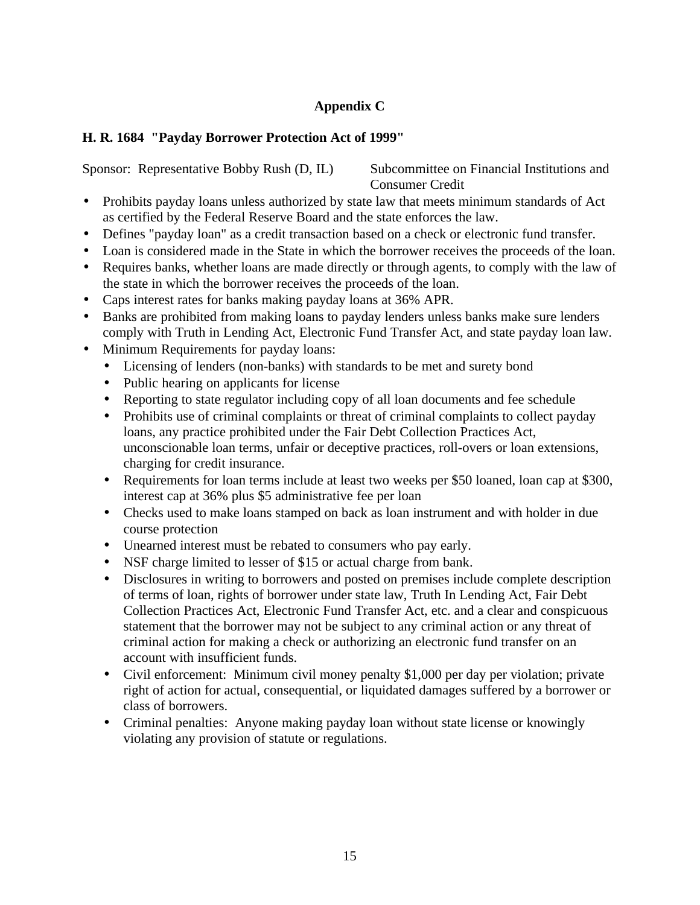## Appendix C

### H. R. 1684 "Payday Borrower Protection Act of 1999"

Sponsor: Representative Bobby Rush (D, IL) Subcommittee on Financial Institutions and Consumer Credit

- Prohibits payday loans unless authorized by state law that meets minimum standards of Act as certified by the Federal Reserve Board and the state enforces the law.
- Defines "payday loan" as a credit transaction based on a check or electronic fund transfer.
- Loan is considered made in the State in which the borrower receives the proceeds of the loan.
- Requires banks, whether loans are made directly or through agents, to comply with the law of the state in which the borrower receives the proceeds of the loan.
- Caps interest rates for banks making payday loans at 36% APR.
- Banks are prohibited from making loans to payday lenders unless banks make sure lenders comply with Truth in Lending Act, Electronic Fund Transfer Act, and state payday loan law.
- Minimum Requirements for payday loans:
  - Licensing of lenders (non-banks) with standards to be met and surety bond
  - Public hearing on applicants for license
  - Reporting to state regulator including copy of all loan documents and fee schedule
  - Prohibits use of criminal complaints or threat of criminal complaints to collect payday loans, any practice prohibited under the Fair Debt Collection Practices Act, unconscionable loan terms, unfair or deceptive practices, roll-overs or loan extensions, charging for credit insurance.
  - Requirements for loan terms include at least two weeks per $50 loaned, loan cap at $300, interest cap at 36% plus $5 administrative fee per loan
  - Checks used to make loans stamped on back as loan instrument and with holder in due course protection
  - Unearned interest must be rebated to consumers who pay early.
  - NSF charge limited to lesser of $15 or actual charge from bank.
  - Disclosures in writing to borrowers and posted on premises include complete description of terms of loan, rights of borrower under state law, Truth In Lending Act, Fair Debt Collection Practices Act, Electronic Fund Transfer Act, etc. and a clear and conspicuous statement that the borrower may not be subject to any criminal action or any threat of criminal action for making a check or authorizing an electronic fund transfer on an account with insufficient funds.
  - Civil enforcement: Minimum civil money penalty $1,000 per day per violation; private right of action for actual, consequential, or liquidated damages suffered by a borrower or class of borrowers.
  - Criminal penalties: Anyone making payday loan without state license or knowingly violating any provision of statute or regulations.